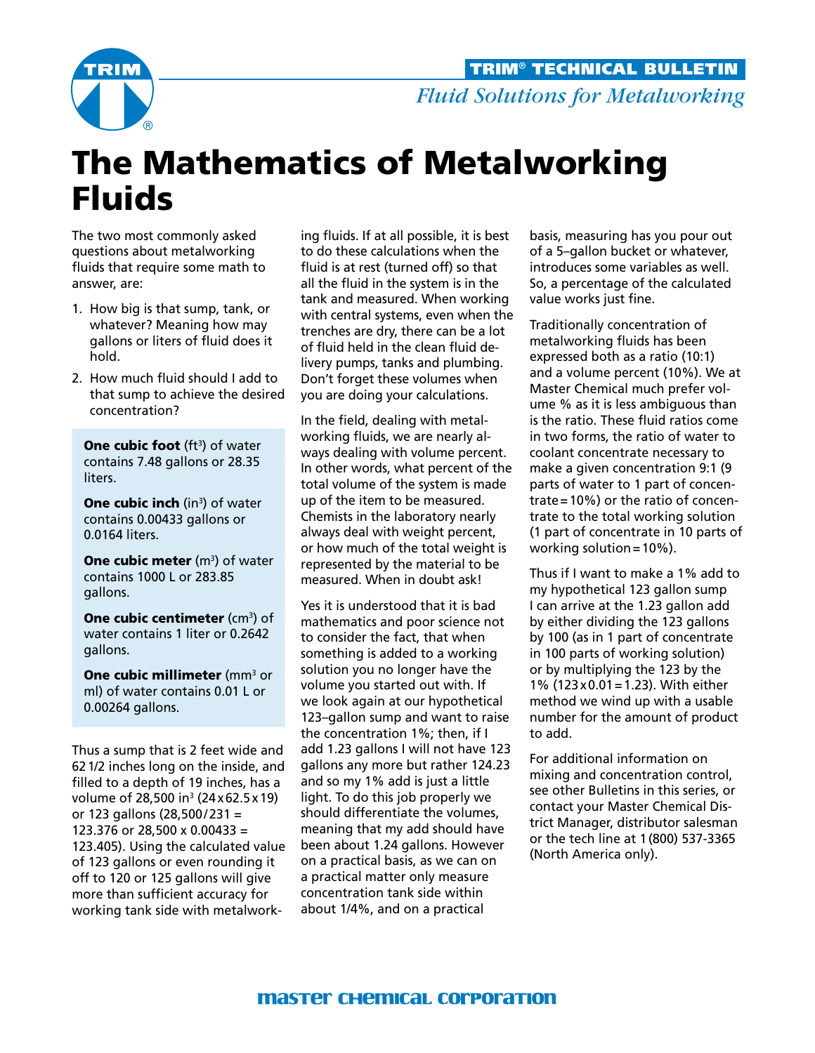TRIM® TECHNICAL BULLETIN

*Fluid Solutions for Metalworking*

# The Mathematics of Metalworking Fluids

The two most commonly asked questions about metalworking fluids that require some math to answer, are:

1. How big is that sump, tank, or whatever? Meaning how may gallons or liters of fluid does it hold.
2. How much fluid should I add to that sump to achieve the desired concentration?

**One cubic foot** ($ft^3$) of water contains 7.48 gallons or 28.35 liters.

**One cubic inch** ($in^3$) of water contains 0.00433 gallons or 0.0164 liters.

**One cubic meter** ($m^3$) of water contains 1000 L or 283.85 gallons.

**One cubic centimeter** ($cm^3$) of water contains 1 liter or 0.2642 gallons.

**One cubic millimeter** ($mm^3$ or ml) of water contains 0.01 L or 0.00264 gallons.

Thus a sump that is 2 feet wide and 62 1/2 inches long on the inside, and filled to a depth of 19 inches, has a volume of 28,500 $in^3$ (24 x 62.5 x 19) or 123 gallons (28,500/231 = 123.376 or 28,500 x 0.00433 = 123.405). Using the calculated value of 123 gallons or even rounding it off to 120 or 125 gallons will give more than sufficient accuracy for working tank side with metalworking fluids. If at all possible, it is best to do these calculations when the fluid is at rest (turned off) so that all the fluid in the system is in the tank and measured. When working with central systems, even when the trenches are dry, there can be a lot of fluid held in the clean fluid delivery pumps, tanks and plumbing. Don't forget these volumes when you are doing your calculations.

In the field, dealing with metalworking fluids, we are nearly always dealing with volume percent. In other words, what percent of the total volume of the system is made up of the item to be measured. Chemists in the laboratory nearly always deal with weight percent, or how much of the total weight is represented by the material to be measured. When in doubt ask!

Yes it is understood that it is bad mathematics and poor science not to consider the fact, that when something is added to a working solution you no longer have the volume you started out with. If we look again at our hypothetical 123–gallon sump and want to raise the concentration 1%; then, if I add 1.23 gallons I will not have 123 gallons any more but rather 124.23 and so my 1% add is just a little light. To do this job properly we should differentiate the volumes, meaning that my add should have been about 1.24 gallons. However on a practical basis, as we can on a practical matter only measure concentration tank side within about 1/4%, and on a practical basis, measuring has you pour out of a 5–gallon bucket or whatever, introduces some variables as well. So, a percentage of the calculated value works just fine.

Traditionally concentration of metalworking fluids has been expressed both as a ratio (10:1) and a volume percent (10%). We at Master Chemical much prefer volume % as it is less ambiguous than is the ratio. These fluid ratios come in two forms, the ratio of water to coolant concentrate necessary to make a given concentration 9:1 (9 parts of water to 1 part of concentrate = 10%) or the ratio of concentrate to the total working solution (1 part of concentrate in 10 parts of working solution = 10%).

Thus if I want to make a 1% add to my hypothetical 123 gallon sump I can arrive at the 1.23 gallon add by either dividing the 123 gallons by 100 (as in 1 part of concentrate in 100 parts of working solution) or by multiplying the 123 by the 1% (123 x 0.01 = 1.23). With either method we wind up with a usable number for the amount of product to add.

For additional information on mixing and concentration control, see other Bulletins in this series, or contact your Master Chemical District Manager, distributor salesman or the tech line at 1 (800) 537-3365 (North America only).

MASTER CHEMICAL CORPORATION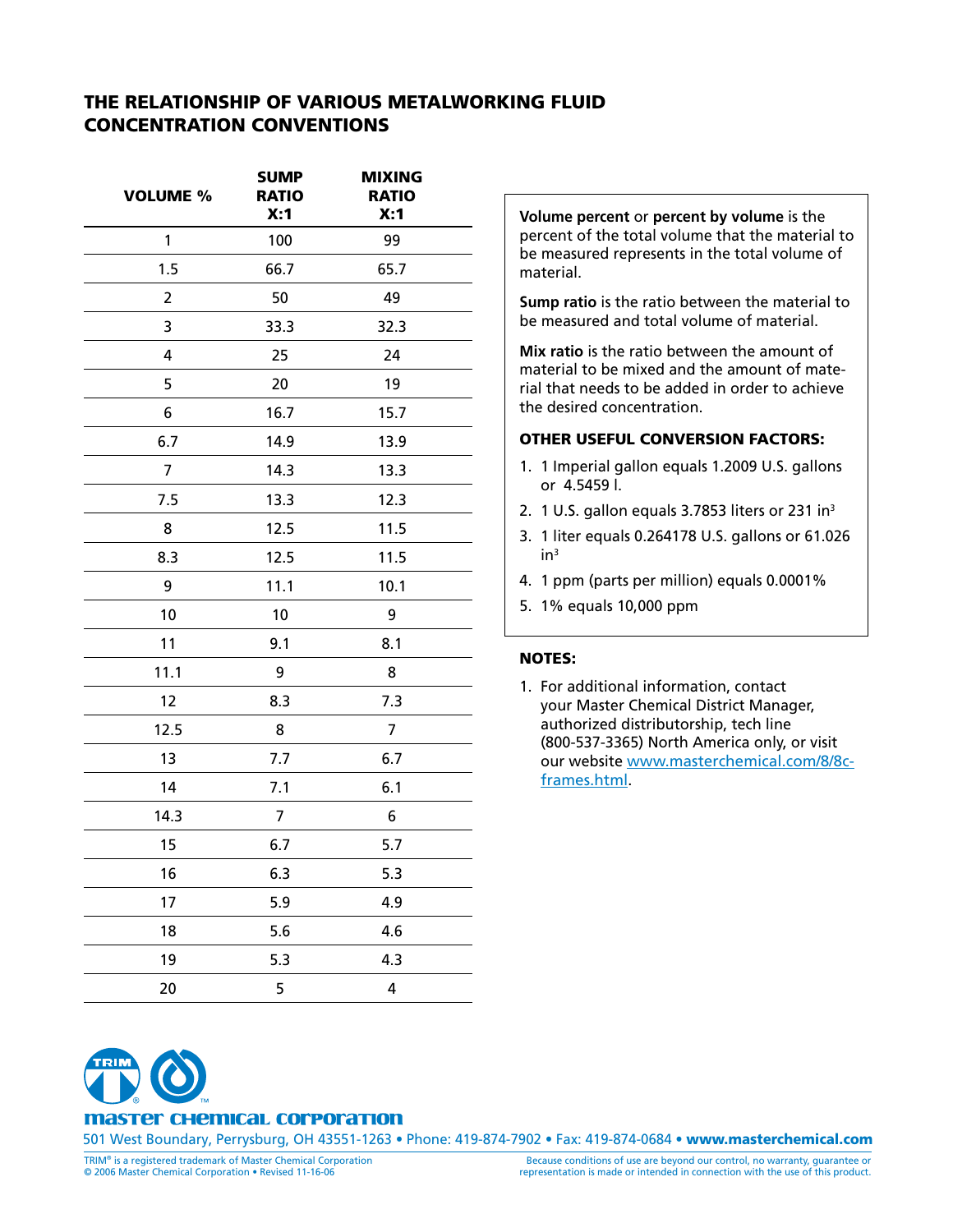## THE RELATIONSHIP OF VARIOUS METALWORKING FLUID CONCENTRATION CONVENTIONS

| VOLUME % | SUMP RATIO X:1 | MIXING RATIO X:1 |
|---|---|---|
| 1 | 100 | 99 |
| 1.5 | 66.7 | 65.7 |
| 2 | 50 | 49 |
| 3 | 33.3 | 32.3 |
| 4 | 25 | 24 |
| 5 | 20 | 19 |
| 6 | 16.7 | 15.7 |
| 6.7 | 14.9 | 13.9 |
| 7 | 14.3 | 13.3 |
| 7.5 | 13.3 | 12.3 |
| 8 | 12.5 | 11.5 |
| 8.3 | 12.5 | 11.5 |
| 9 | 11.1 | 10.1 |
| 10 | 10 | 9 |
| 11 | 9.1 | 8.1 |
| 11.1 | 9 | 8 |
| 12 | 8.3 | 7.3 |
| 12.5 | 8 | 7 |
| 13 | 7.7 | 6.7 |
| 14 | 7.1 | 6.1 |
| 14.3 | 7 | 6 |
| 15 | 6.7 | 5.7 |
| 16 | 6.3 | 5.3 |
| 17 | 5.9 | 4.9 |
| 18 | 5.6 | 4.6 |
| 19 | 5.3 | 4.3 |
| 20 | 5 | 4 |

**Volume percent** or **percent by volume** is the percent of the total volume that the material to be measured represents in the total volume of material.

**Sump ratio** is the ratio between the material to be measured and total volume of material.

**Mix ratio** is the ratio between the amount of material to be mixed and the amount of material that needs to be added in order to achieve the desired concentration.

### OTHER USEFUL CONVERSION FACTORS:

1. 1 Imperial gallon equals 1.2009 U.S. gallons or 4.5459 l.
2. 1 U.S. gallon equals 3.7853 liters or 231 $in^3$
3. 1 liter equals 0.264178 U.S. gallons or 61.026 $in^3$
4. 1 ppm (parts per million) equals 0.0001%
5. 1% equals 10,000 ppm

### NOTES:

1. For additional information, contact your Master Chemical District Manager, authorized distributorship, tech line (800-537-3365) North America only, or visit our website www.masterchemical.com/8/8c-frames.html.

master chemical corporation

501 West Boundary, Perrysburg, OH 43551-1263 • Phone: 419-874-7902 • Fax: 419-874-0684 • **www.masterchemical.com**

TRIM® is a registered trademark of Master Chemical Corporation
© 2006 Master Chemical Corporation • Revised 11-16-06

Because conditions of use are beyond our control, no warranty, guarantee or representation is made or intended in connection with the use of this product.